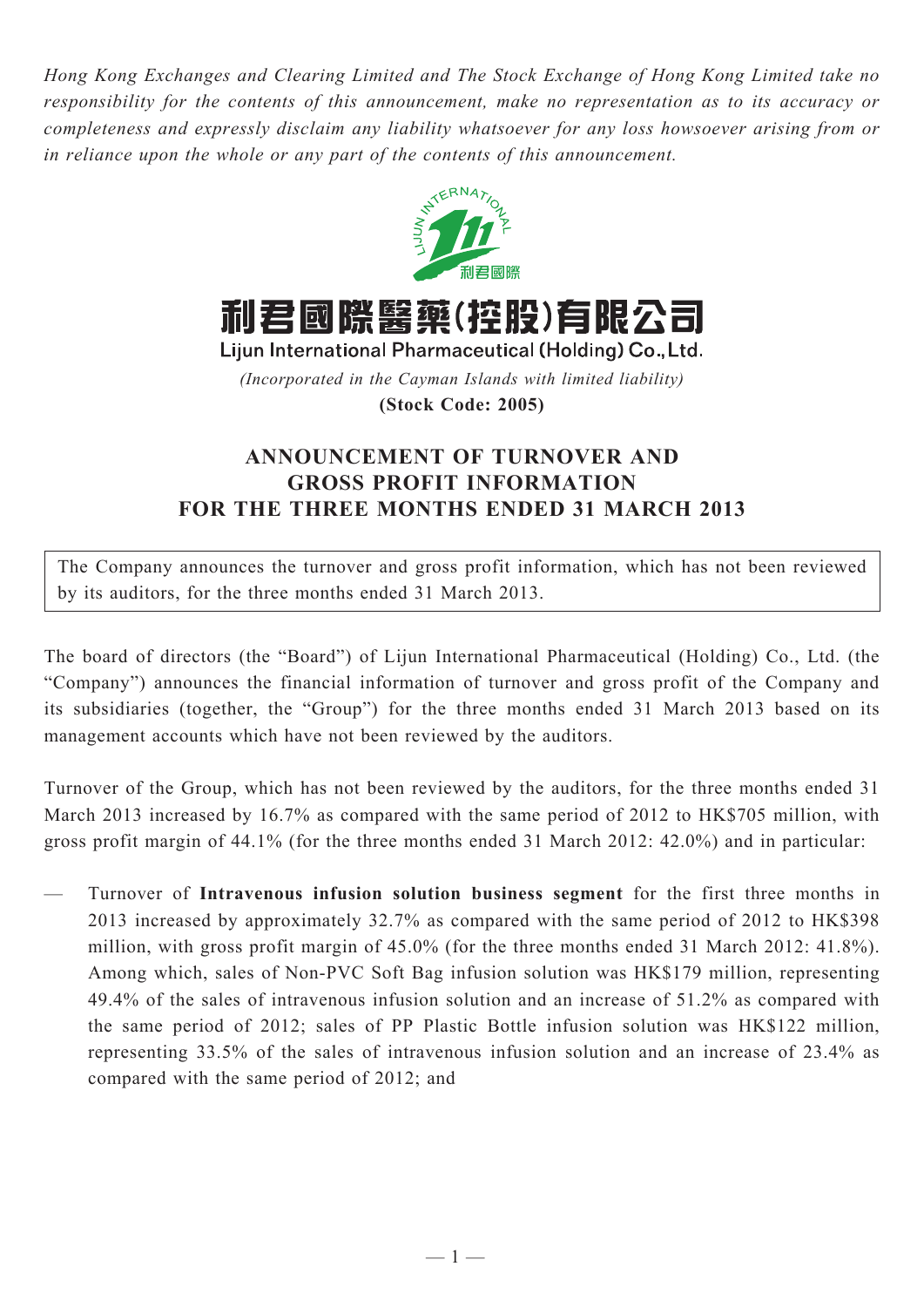*Hong Kong Exchanges and Clearing Limited and The Stock Exchange of Hong Kong Limited take no responsibility for the contents of this announcement, make no representation as to its accuracy or completeness and expressly disclaim any liability whatsoever for any loss howsoever arising from or in reliance upon the whole or any part of the contents of this announcement.*

# 利君國際醫藥(控股)有限公司

**Lijun International Pharmaceutical (Holding) Co., Ltd.**

*(Incorporated in the Cayman Islands with limited liability)*

**(Stock Code: 2005)**

## ANNOUNCEMENT OF TURNOVER AND GROSS PROFIT INFORMATION FOR THE THREE MONTHS ENDED 31 MARCH 2013

The Company announces the turnover and gross profit information, which has not been reviewed by its auditors, for the three months ended 31 March 2013.

The board of directors (the "Board") of Lijun International Pharmaceutical (Holding) Co., Ltd. (the "Company") announces the financial information of turnover and gross profit of the Company and its subsidiaries (together, the "Group") for the three months ended 31 March 2013 based on its management accounts which have not been reviewed by the auditors.

Turnover of the Group, which has not been reviewed by the auditors, for the three months ended 31 March 2013 increased by 16.7% as compared with the same period of 2012 to HK$705 million, with gross profit margin of 44.1% (for the three months ended 31 March 2012: 42.0%) and in particular:

— Turnover of **Intravenous infusion solution business segment** for the first three months in 2013 increased by approximately 32.7% as compared with the same period of 2012 to HK$398 million, with gross profit margin of 45.0% (for the three months ended 31 March 2012: 41.8%). Among which, sales of Non-PVC Soft Bag infusion solution was HK$179 million, representing 49.4% of the sales of intravenous infusion solution and an increase of 51.2% as compared with the same period of 2012; sales of PP Plastic Bottle infusion solution was HK$122 million, representing 33.5% of the sales of intravenous infusion solution and an increase of 23.4% as compared with the same period of 2012; and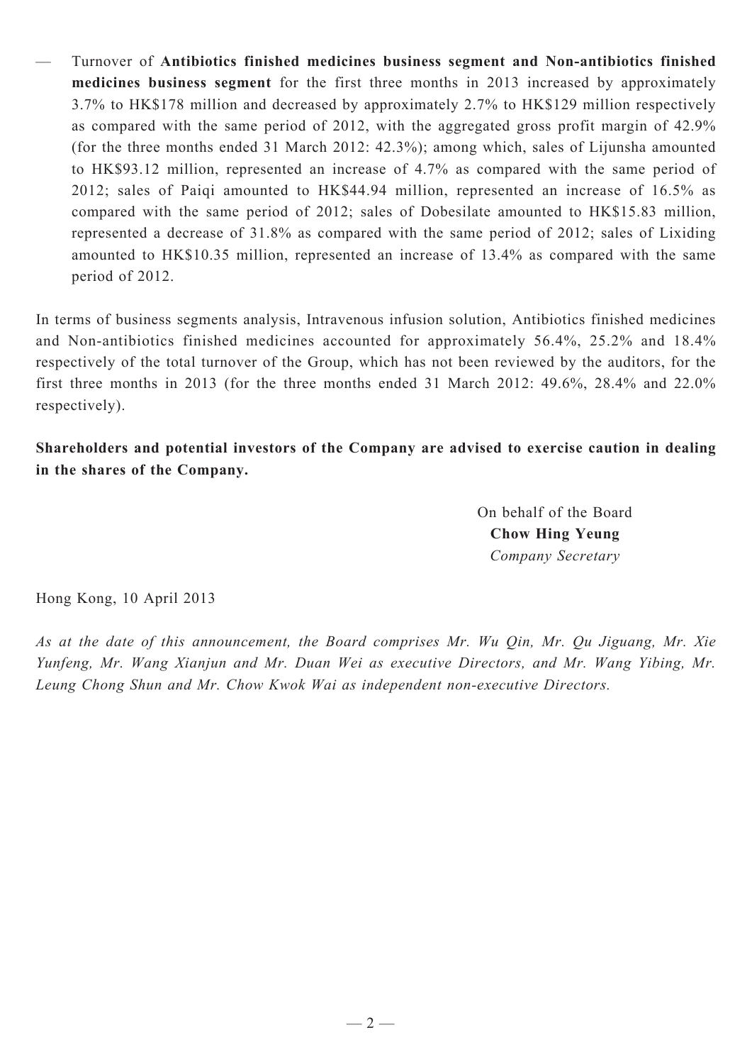- Turnover of **Antibiotics finished medicines business segment and Non-antibiotics finished medicines business segment** for the first three months in 2013 increased by approximately 3.7% to HK$178 million and decreased by approximately 2.7% to HK$129 million respectively as compared with the same period of 2012, with the aggregated gross profit margin of 42.9% (for the three months ended 31 March 2012: 42.3%); among which, sales of Lijunsha amounted to HK$93.12 million, represented an increase of 4.7% as compared with the same period of 2012; sales of Paiqi amounted to HK$44.94 million, represented an increase of 16.5% as compared with the same period of 2012; sales of Dobesilate amounted to HK$15.83 million, represented a decrease of 31.8% as compared with the same period of 2012; sales of Lixiding amounted to HK$10.35 million, represented an increase of 13.4% as compared with the same period of 2012.

In terms of business segments analysis, Intravenous infusion solution, Antibiotics finished medicines and Non-antibiotics finished medicines accounted for approximately 56.4%, 25.2% and 18.4% respectively of the total turnover of the Group, which has not been reviewed by the auditors, for the first three months in 2013 (for the three months ended 31 March 2012: 49.6%, 28.4% and 22.0% respectively).

**Shareholders and potential investors of the Company are advised to exercise caution in dealing in the shares of the Company.**

On behalf of the Board
**Chow Hing Yeung**
*Company Secretary*

Hong Kong, 10 April 2013

*As at the date of this announcement, the Board comprises Mr. Wu Qin, Mr. Qu Jiguang, Mr. Xie Yunfeng, Mr. Wang Xianjun and Mr. Duan Wei as executive Directors, and Mr. Wang Yibing, Mr. Leung Chong Shun and Mr. Chow Kwok Wai as independent non-executive Directors.*